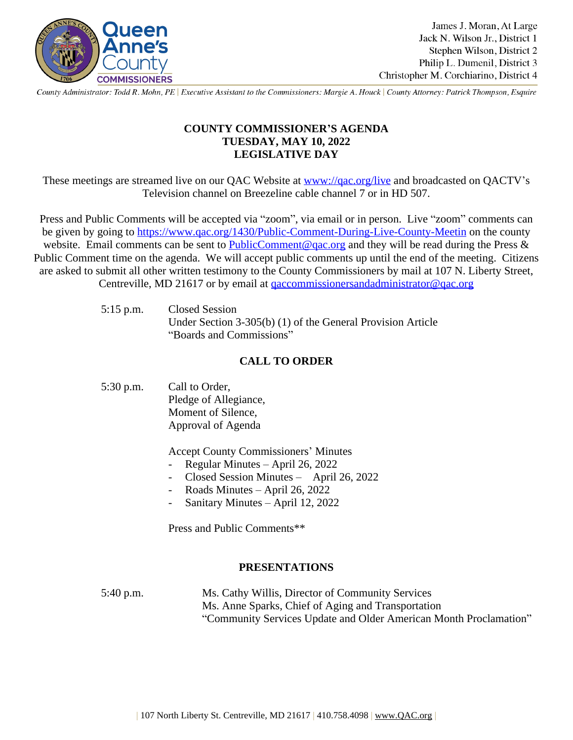James J. Moran, At Large
Jack N. Wilson Jr., District 1
Stephen Wilson, District 2
Philip L. Dumenil, District 3
Christopher M. Corchiarino, District 4

*County Administrator: Todd R. Mohn, PE | Executive Assistant to the Commissioners: Margie A. Houck | County Attorney: Patrick Thompson, Esquire*

# COUNTY COMMISSIONER'S AGENDA
# TUESDAY, MAY 10, 2022
# LEGISLATIVE DAY

These meetings are streamed live on our QAC Website at www://qac.org/live and broadcasted on QACTV's Television channel on Breezeline cable channel 7 or in HD 507.

Press and Public Comments will be accepted via "zoom", via email or in person. Live "zoom" comments can be given by going to https://www.qac.org/1430/Public-Comment-During-Live-County-Meetin on the county website. Email comments can be sent to PublicComment@qac.org and they will be read during the Press & Public Comment time on the agenda. We will accept public comments up until the end of the meeting. Citizens are asked to submit all other written testimony to the County Commissioners by mail at 107 N. Liberty Street, Centreville, MD 21617 or by email at qaccommissionersandadministrator@qac.org

5:15 p.m. Closed Session
Under Section 3-305(b) (1) of the General Provision Article
"Boards and Commissions"

## CALL TO ORDER

5:30 p.m. Call to Order,
Pledge of Allegiance,
Moment of Silence,
Approval of Agenda

Accept County Commissioners' Minutes
- Regular Minutes – April 26, 2022
- Closed Session Minutes – April 26, 2022
- Roads Minutes – April 26, 2022
- Sanitary Minutes – April 12, 2022

Press and Public Comments**

## PRESENTATIONS

5:40 p.m. Ms. Cathy Willis, Director of Community Services
Ms. Anne Sparks, Chief of Aging and Transportation
"Community Services Update and Older American Month Proclamation"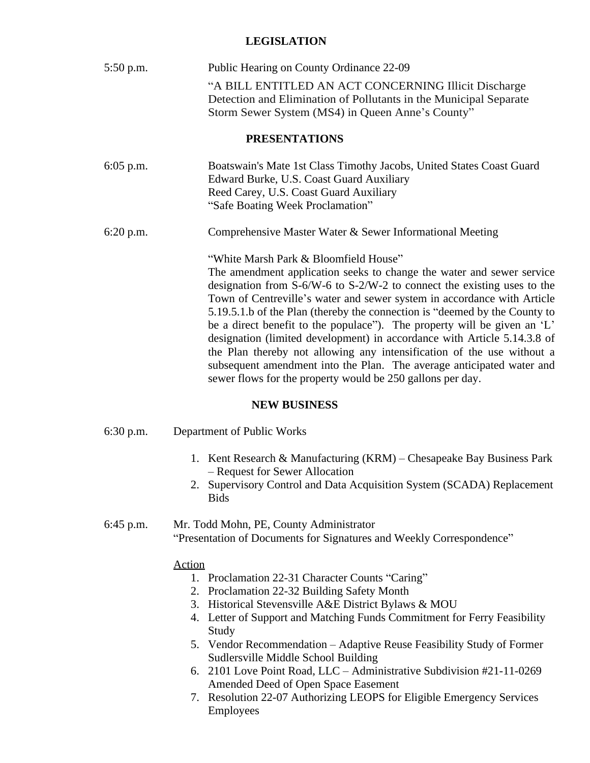## LEGISLATION

5:50 p.m. Public Hearing on County Ordinance 22-09

"A BILL ENTITLED AN ACT CONCERNING Illicit Discharge Detection and Elimination of Pollutants in the Municipal Separate Storm Sewer System (MS4) in Queen Anne's County"

## PRESENTATIONS

6:05 p.m. Boatswain's Mate 1st Class Timothy Jacobs, United States Coast Guard
Edward Burke, U.S. Coast Guard Auxiliary
Reed Carey, U.S. Coast Guard Auxiliary
"Safe Boating Week Proclamation"

6:20 p.m. Comprehensive Master Water & Sewer Informational Meeting

"White Marsh Park & Bloomfield House"
The amendment application seeks to change the water and sewer service designation from S-6/W-6 to S-2/W-2 to connect the existing uses to the Town of Centreville's water and sewer system in accordance with Article 5.19.5.1.b of the Plan (thereby the connection is "deemed by the County to be a direct benefit to the populace"). The property will be given an 'L' designation (limited development) in accordance with Article 5.14.3.8 of the Plan thereby not allowing any intensification of the use without a subsequent amendment into the Plan. The average anticipated water and sewer flows for the property would be 250 gallons per day.

## NEW BUSINESS

6:30 p.m. Department of Public Works

1. Kent Research & Manufacturing (KRM) – Chesapeake Bay Business Park – Request for Sewer Allocation
2. Supervisory Control and Data Acquisition System (SCADA) Replacement Bids

6:45 p.m. Mr. Todd Mohn, PE, County Administrator
"Presentation of Documents for Signatures and Weekly Correspondence"

Action

1. Proclamation 22-31 Character Counts "Caring"
2. Proclamation 22-32 Building Safety Month
3. Historical Stevensville A&E District Bylaws & MOU
4. Letter of Support and Matching Funds Commitment for Ferry Feasibility Study
5. Vendor Recommendation – Adaptive Reuse Feasibility Study of Former Sudlersville Middle School Building
6. 2101 Love Point Road, LLC – Administrative Subdivision #21-11-0269 Amended Deed of Open Space Easement
7. Resolution 22-07 Authorizing LEOPS for Eligible Emergency Services Employees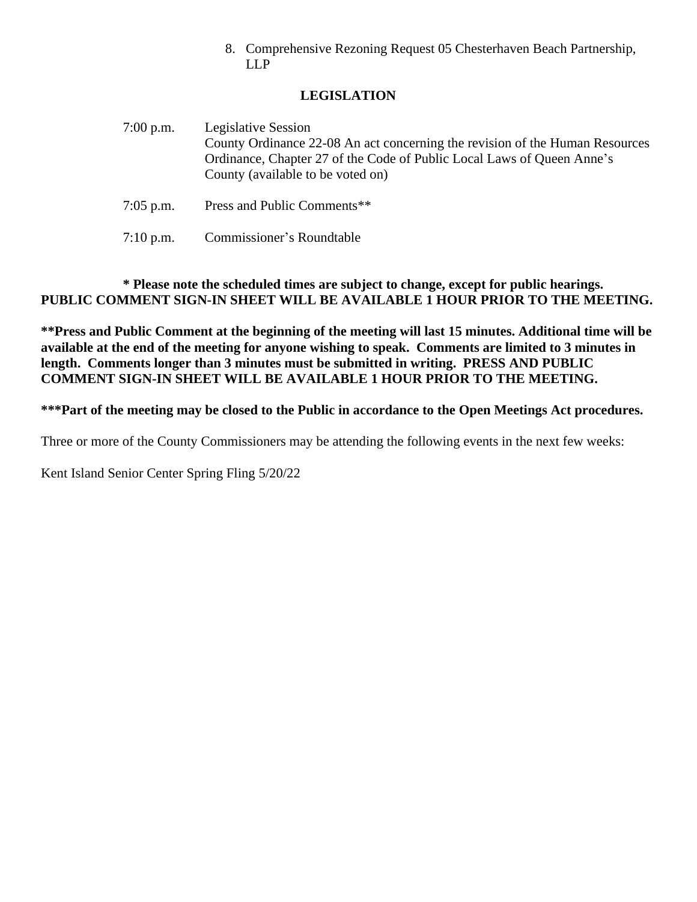8. Comprehensive Rezoning Request 05 Chesterhaven Beach Partnership, LLP

## LEGISLATION

7:00 p.m. Legislative Session
County Ordinance 22-08 An act concerning the revision of the Human Resources Ordinance, Chapter 27 of the Code of Public Local Laws of Queen Anne's County (available to be voted on)

7:05 p.m. Press and Public Comments**

7:10 p.m. Commissioner's Roundtable

**\* Please note the scheduled times are subject to change, except for public hearings. PUBLIC COMMENT SIGN-IN SHEET WILL BE AVAILABLE 1 HOUR PRIOR TO THE MEETING.**

****Press and Public Comment at the beginning of the meeting will last 15 minutes. Additional time will be available at the end of the meeting for anyone wishing to speak. Comments are limited to 3 minutes in length. Comments longer than 3 minutes must be submitted in writing. PRESS AND PUBLIC COMMENT SIGN-IN SHEET WILL BE AVAILABLE 1 HOUR PRIOR TO THE MEETING.**

*****Part of the meeting may be closed to the Public in accordance to the Open Meetings Act procedures.**

Three or more of the County Commissioners may be attending the following events in the next few weeks:

Kent Island Senior Center Spring Fling 5/20/22